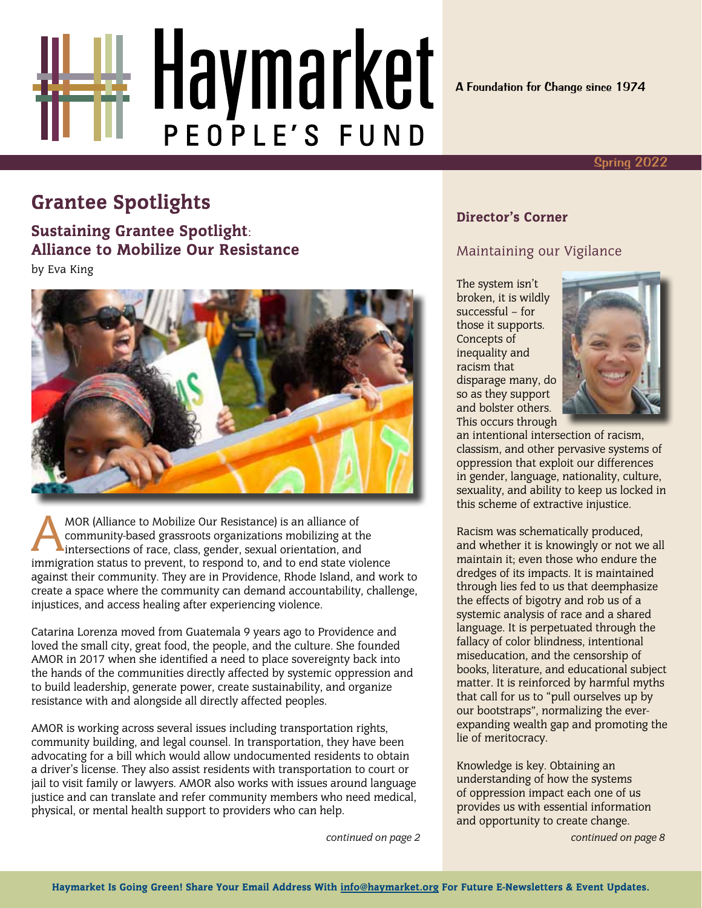# Haymarket PEOPLE'S FUND

A Foundation for Change since 1974

Spring 2022

## Grantee Spotlights

### Sustaining Grantee Spotlight: Alliance to Mobilize Our Resistance

by Eva King

AMOR (Alliance to Mobilize Our Resistance) is an alliance of community-based grassroots organizations mobilizing at the intersections of race, class, gender, sexual orientation, and immigration status to prevent, to respond to, and to end state violence against their community. They are in Providence, Rhode Island, and work to create a space where the community can demand accountability, challenge, injustices, and access healing after experiencing violence.

Catarina Lorenza moved from Guatemala 9 years ago to Providence and loved the small city, great food, the people, and the culture. She founded AMOR in 2017 when she identified a need to place sovereignty back into the hands of the communities directly affected by systemic oppression and to build leadership, generate power, create sustainability, and organize resistance with and alongside all directly affected peoples.

AMOR is working across several issues including transportation rights, community building, and legal counsel. In transportation, they have been advocating for a bill which would allow undocumented residents to obtain a driver's license. They also assist residents with transportation to court or jail to visit family or lawyers. AMOR also works with issues around language justice and can translate and refer community members who need medical, physical, or mental health support to providers who can help.

*continued on page 2*

### Director's Corner

#### Maintaining our Vigilance

The system isn't broken, it is wildly successful – for those it supports. Concepts of inequality and racism that disparage many, do so as they support and bolster others. This occurs through an intentional intersection of racism, classism, and other pervasive systems of oppression that exploit our differences in gender, language, nationality, culture, sexuality, and ability to keep us locked in this scheme of extractive injustice.

Racism was schematically produced, and whether it is knowingly or not we all maintain it; even those who endure the dredges of its impacts. It is maintained through lies fed to us that deemphasize the effects of bigotry and rob us of a systemic analysis of race and a shared language. It is perpetuated through the fallacy of color blindness, intentional miseducation, and the censorship of books, literature, and educational subject matter. It is reinforced by harmful myths that call for us to "pull ourselves up by our bootstraps", normalizing the ever-expanding wealth gap and promoting the lie of meritocracy.

Knowledge is key. Obtaining an understanding of how the systems of oppression impact each one of us provides us with essential information and opportunity to create change.

*continued on page 8*

**Haymarket Is Going Green! Share Your Email Address With info@haymarket.org For Future E-Newsletters & Event Updates.**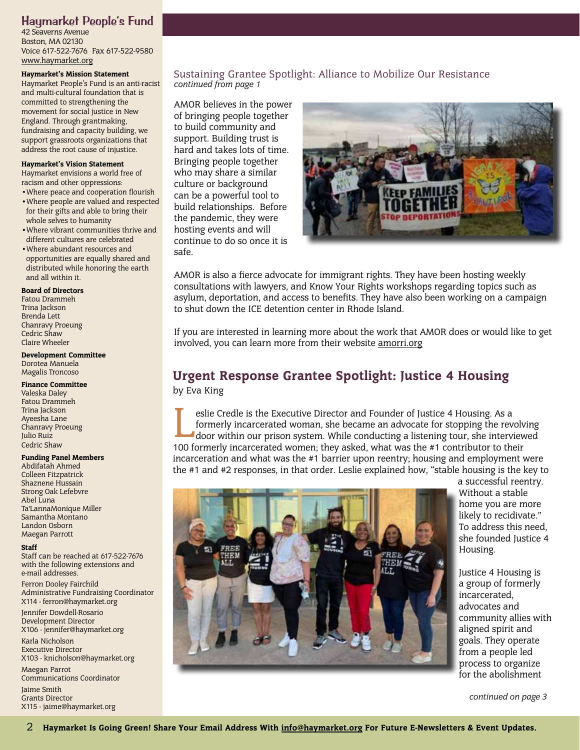## Haymarket People's Fund

42 Seaverns Avenue
Boston, MA 02130
Voice 617-522-7676 Fax 617-522-9580
www.haymarket.org

**Haymarket's Mission Statement**

Haymarket People's Fund is an anti-racist and multi-cultural foundation that is committed to strengthening the movement for social justice in New England. Through grantmaking, fundraising and capacity building, we support grassroots organizations that address the root cause of injustice.

**Haymarket's Vision Statement**

Haymarket envisions a world free of racism and other oppressions:

- Where peace and cooperation flourish
- Where people are valued and respected for their gifts and able to bring their whole selves to humanity
- Where vibrant communities thrive and different cultures are celebrated
- Where abundant resources and opportunities are equally shared and distributed while honoring the earth and all within it.

**Board of Directors**

Fatou Drammeh
Trina Jackson
Brenda Lett
Chanravy Proeung
Cedric Shaw
Claire Wheeler

**Development Committee**

Dorotea Manuela
Magalis Troncoso

**Finance Committee**

Valeska Daley
Fatou Drammeh
Trina Jackson
Ayeesha Lane
Chanravy Proeung
Julio Ruiz
Cedric Shaw

**Funding Panel Members**

Abdifatah Ahmed
Colleen Fitzpatrick
Shaznene Hussain
Strong Oak Lefebvre
Abel Luna
Ta'LannaMonique Miller
Samantha Montano
Landon Osborn
Maegan Parrott

**Staff**

Staff can be reached at 617-522-7676 with the following extensions and e-mail addresses.

Ferron Dooley Fairchild
Administrative Fundraising Coordinator
X114 - ferron@haymarket.org

Jennifer Dowdell-Rosario
Development Director
X106 - jennifer@haymarket.org

Karla Nicholson
Executive Director
X103 - knicholson@haymarket.org

Maegan Parrot
Communications Coordinator

Jaime Smith
Grants Director
X115 - jaime@haymarket.org

## Sustaining Grantee Spotlight: Alliance to Mobilize Our Resistance

*continued from page 1*

AMOR believes in the power of bringing people together to build community and support. Building trust is hard and takes lots of time. Bringing people together who may share a similar culture or background can be a powerful tool to build relationships. Before the pandemic, they were hosting events and will continue to do so once it is safe.

AMOR is also a fierce advocate for immigrant rights. They have been hosting weekly consultations with lawyers, and Know Your Rights workshops regarding topics such as asylum, deportation, and access to benefits. They have also been working on a campaign to shut down the ICE detention center in Rhode Island.

If you are interested in learning more about the work that AMOR does or would like to get involved, you can learn more from their website amorri.org

## Urgent Response Grantee Spotlight: Justice 4 Housing

by Eva King

Leslie Credle is the Executive Director and Founder of Justice 4 Housing. As a formerly incarcerated woman, she became an advocate for stopping the revolving door within our prison system. While conducting a listening tour, she interviewed 100 formerly incarcerated women; they asked, what was the #1 contributor to their incarceration and what was the #1 barrier upon reentry; housing and employment were the #1 and #2 responses, in that order. Leslie explained how, "stable housing is the key to a successful reentry. Without a stable home you are more likely to recidivate." To address this need, she founded Justice 4 Housing.

Justice 4 Housing is a group of formerly incarcerated, advocates and community allies with aligned spirit and goals. They operate from a people led process to organize for the abolishment

*continued on page 3*

**Haymarket Is Going Green! Share Your Email Address With info@haymarket.org For Future E-Newsletters & Event Updates.**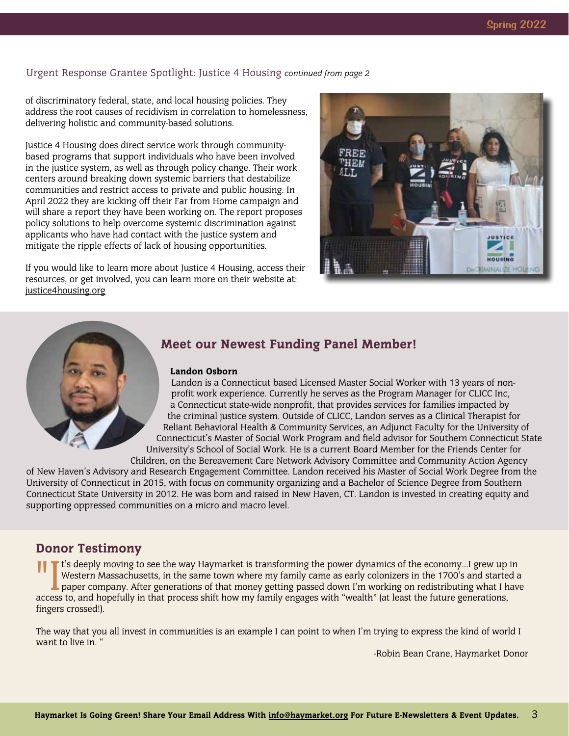Urgent Response Grantee Spotlight: Justice 4 Housing *continued from page 2*

of discriminatory federal, state, and local housing policies. They address the root causes of recidivism in correlation to homelessness, delivering holistic and community-based solutions.

Justice 4 Housing does direct service work through community-based programs that support individuals who have been involved in the justice system, as well as through policy change. Their work centers around breaking down systemic barriers that destabilize communities and restrict access to private and public housing. In April 2022 they are kicking off their Far from Home campaign and will share a report they have been working on. The report proposes policy solutions to help overcome systemic discrimination against applicants who have had contact with the justice system and mitigate the ripple effects of lack of housing opportunities.

If you would like to learn more about Justice 4 Housing, access their resources, or get involved, you can learn more on their website at: justice4housing.org

## Meet our Newest Funding Panel Member!

**Landon Osborn**

Landon is a Connecticut based Licensed Master Social Worker with 13 years of non-profit work experience. Currently he serves as the Program Manager for CLICC Inc, a Connecticut state-wide nonprofit, that provides services for families impacted by the criminal justice system. Outside of CLICC, Landon serves as a Clinical Therapist for Reliant Behavioral Health & Community Services, an Adjunct Faculty for the University of Connecticut's Master of Social Work Program and field advisor for Southern Connecticut State University's School of Social Work. He is a current Board Member for the Friends Center for Children, on the Bereavement Care Network Advisory Committee and Community Action Agency of New Haven's Advisory and Research Engagement Committee. Landon received his Master of Social Work Degree from the University of Connecticut in 2015, with focus on community organizing and a Bachelor of Science Degree from Southern Connecticut State University in 2012. He was born and raised in New Haven, CT. Landon is invested in creating equity and supporting oppressed communities on a micro and macro level.

## Donor Testimony

"It's deeply moving to see the way Haymarket is transforming the power dynamics of the economy...I grew up in Western Massachusetts, in the same town where my family came as early colonizers in the 1700's and started a paper company. After generations of that money getting passed down I'm working on redistributing what I have access to, and hopefully in that process shift how my family engages with "wealth" (at least the future generations, fingers crossed!).

The way that you all invest in communities is an example I can point to when I'm trying to express the kind of world I want to live in. "

-Robin Bean Crane, Haymarket Donor

**Haymarket Is Going Green! Share Your Email Address With info@haymarket.org For Future E-Newsletters & Event Updates.**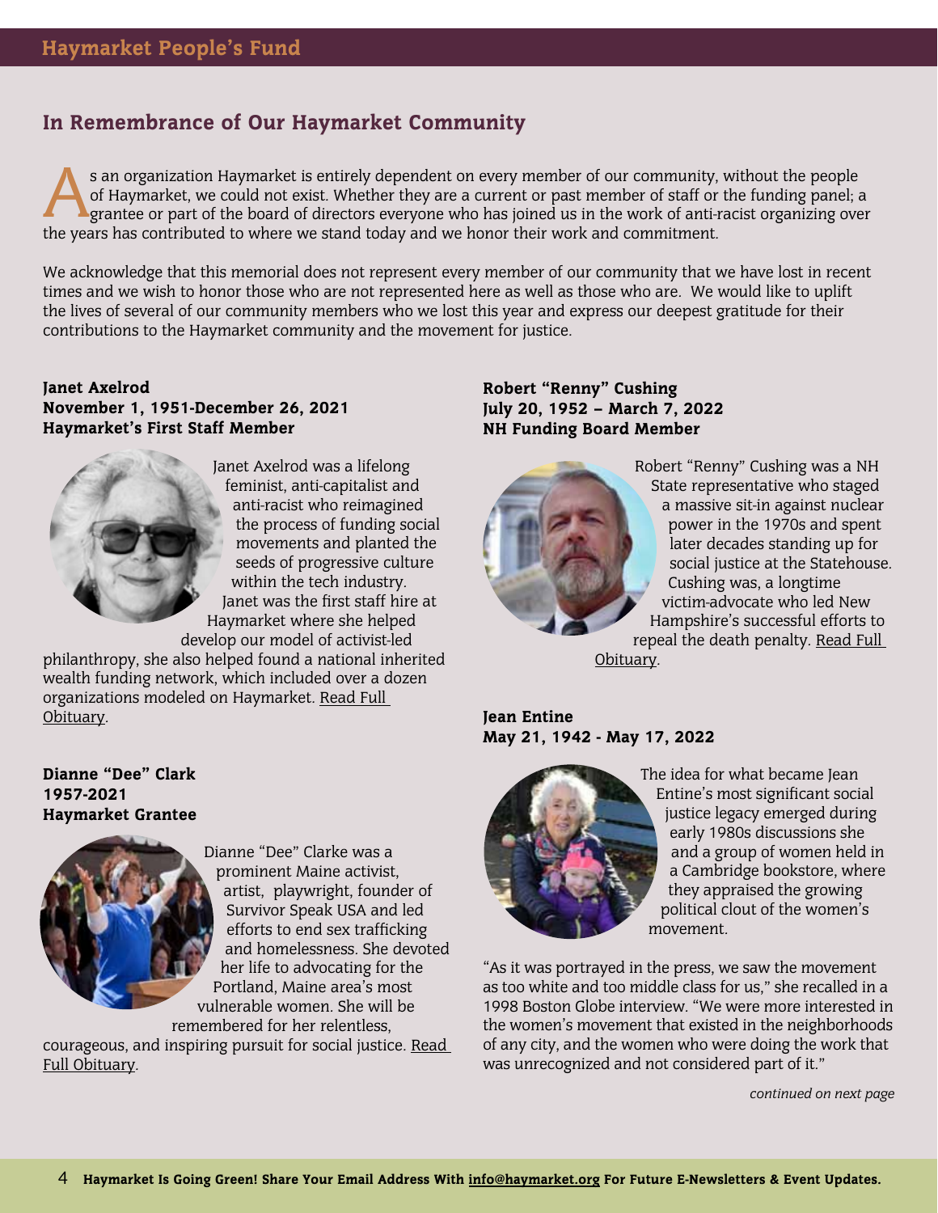## In Remembrance of Our Haymarket Community

As an organization Haymarket is entirely dependent on every member of our community, without the people of Haymarket, we could not exist. Whether they are a current or past member of staff or the funding panel; a grantee or part of the board of directors everyone who has joined us in the work of anti-racist organizing over the years has contributed to where we stand today and we honor their work and commitment.

We acknowledge that this memorial does not represent every member of our community that we have lost in recent times and we wish to honor those who are not represented here as well as those who are. We would like to uplift the lives of several of our community members who we lost this year and express our deepest gratitude for their contributions to the Haymarket community and the movement for justice.

### Janet Axelrod
**November 1, 1951-December 26, 2021**
**Haymarket's First Staff Member**

Janet Axelrod was a lifelong feminist, anti-capitalist and anti-racist who reimagined the process of funding social movements and planted the seeds of progressive culture within the tech industry. Janet was the first staff hire at Haymarket where she helped develop our model of activist-led philanthropy, she also helped found a national inherited wealth funding network, which included over a dozen organizations modeled on Haymarket. Read Full Obituary.

### Dianne "Dee" Clark
**1957-2021**
**Haymarket Grantee**

Dianne "Dee" Clarke was a prominent Maine activist, artist, playwright, founder of Survivor Speak USA and led efforts to end sex trafficking and homelessness. She devoted her life to advocating for the Portland, Maine area's most vulnerable women. She will be remembered for her relentless, courageous, and inspiring pursuit for social justice. Read Full Obituary.

### Robert "Renny" Cushing
**July 20, 1952 – March 7, 2022**
**NH Funding Board Member**

Robert "Renny" Cushing was a NH State representative who staged a massive sit-in against nuclear power in the 1970s and spent later decades standing up for social justice at the Statehouse. Cushing was, a longtime victim-advocate who led New Hampshire's successful efforts to repeal the death penalty. Read Full Obituary.

### Jean Entine
**May 21, 1942 - May 17, 2022**

The idea for what became Jean Entine's most significant social justice legacy emerged during early 1980s discussions she and a group of women held in a Cambridge bookstore, where they appraised the growing political clout of the women's movement.

"As it was portrayed in the press, we saw the movement as too white and too middle class for us," she recalled in a 1998 Boston Globe interview. "We were more interested in the women's movement that existed in the neighborhoods of any city, and the women who were doing the work that was unrecognized and not considered part of it."

*continued on next page*

**Haymarket Is Going Green! Share Your Email Address With info@haymarket.org For Future E-Newsletters & Event Updates.**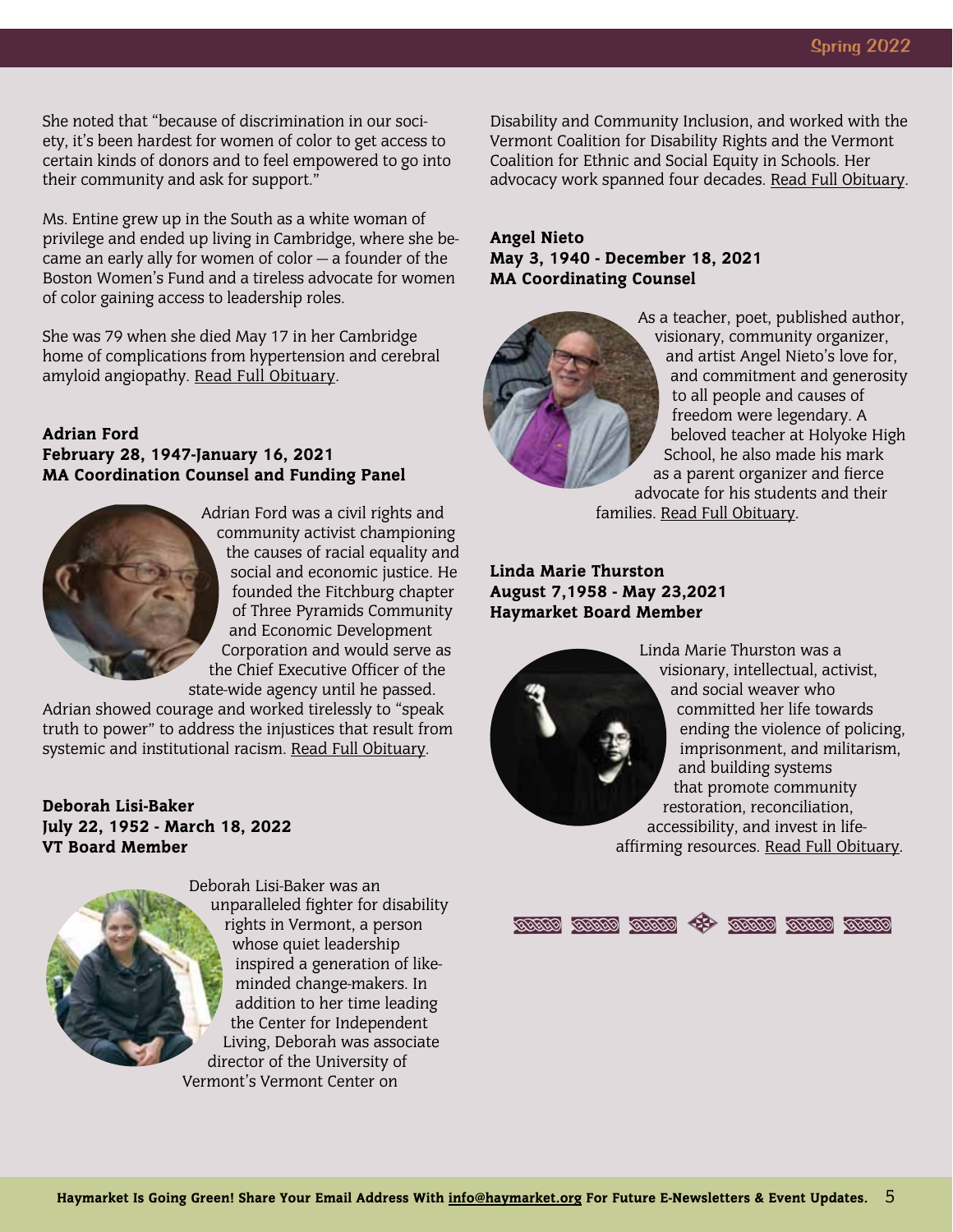She noted that "because of discrimination in our society, it's been hardest for women of color to get access to certain kinds of donors and to feel empowered to go into their community and ask for support."

Ms. Entine grew up in the South as a white woman of privilege and ended up living in Cambridge, where she became an early ally for women of color — a founder of the Boston Women's Fund and a tireless advocate for women of color gaining access to leadership roles.

She was 79 when she died May 17 in her Cambridge home of complications from hypertension and cerebral amyloid angiopathy. Read Full Obituary.

**Adrian Ford**
**February 28, 1947-January 16, 2021**
**MA Coordination Counsel and Funding Panel**

Adrian Ford was a civil rights and community activist championing the causes of racial equality and social and economic justice. He founded the Fitchburg chapter of Three Pyramids Community and Economic Development Corporation and would serve as the Chief Executive Officer of the state-wide agency until he passed. Adrian showed courage and worked tirelessly to "speak truth to power" to address the injustices that result from systemic and institutional racism. Read Full Obituary.

**Deborah Lisi-Baker**
**July 22, 1952 - March 18, 2022**
**VT Board Member**

Deborah Lisi-Baker was an unparalleled fighter for disability rights in Vermont, a person whose quiet leadership inspired a generation of like-minded change-makers. In addition to her time leading the Center for Independent Living, Deborah was associate director of the University of Vermont's Vermont Center on Disability and Community Inclusion, and worked with the Vermont Coalition for Disability Rights and the Vermont Coalition for Ethnic and Social Equity in Schools. Her advocacy work spanned four decades. Read Full Obituary.

**Angel Nieto**
**May 3, 1940 - December 18, 2021**
**MA Coordinating Counsel**

As a teacher, poet, published author, visionary, community organizer, and artist Angel Nieto's love for, and commitment and generosity to all people and causes of freedom were legendary. A beloved teacher at Holyoke High School, he also made his mark as a parent organizer and fierce advocate for his students and their families. Read Full Obituary.

**Linda Marie Thurston**
**August 7,1958 - May 23,2021**
**Haymarket Board Member**

Linda Marie Thurston was a visionary, intellectual, activist, and social weaver who committed her life towards ending the violence of policing, imprisonment, and militarism, and building systems that promote community restoration, reconciliation, accessibility, and invest in life-affirming resources. Read Full Obituary.

**Haymarket Is Going Green! Share Your Email Address With info@haymarket.org For Future E-Newsletters & Event Updates.**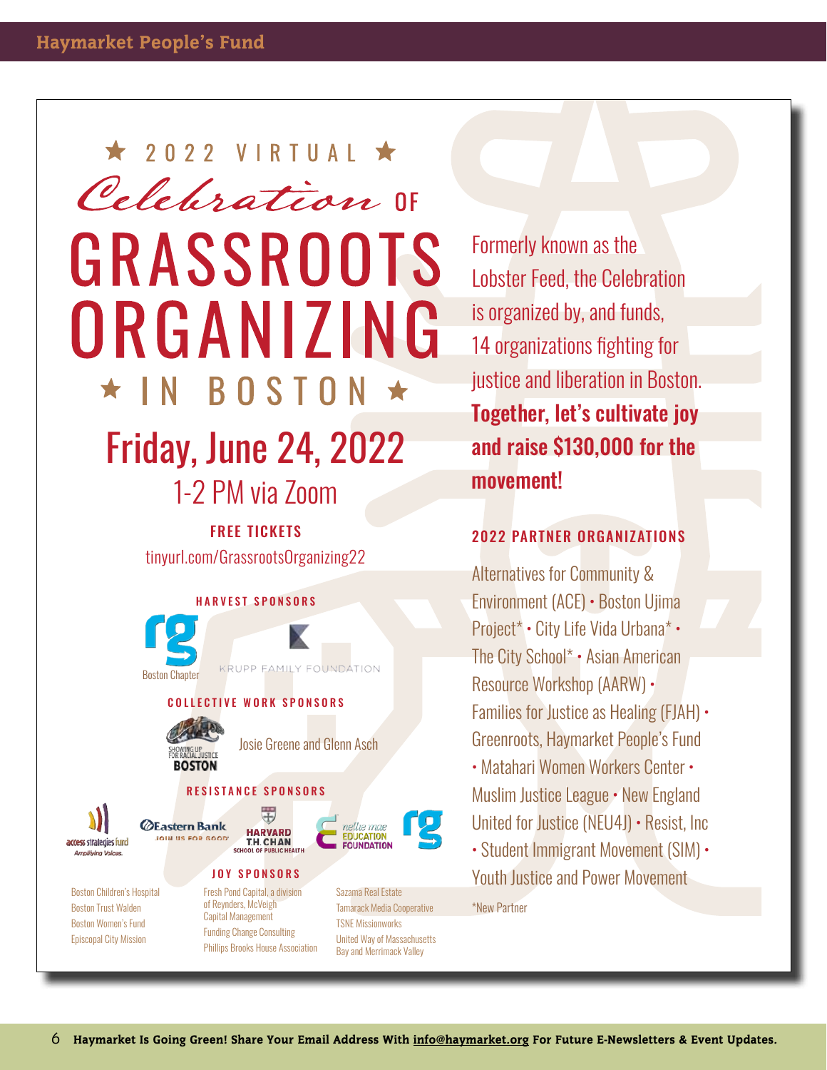# ★ 2022 VIRTUAL ★

## *Celebration* OF GRASSROOTS ORGANIZING ★ IN BOSTON ★

## Friday, June 24, 2022

### 1-2 PM via Zoom

**FREE TICKETS**

tinyurl.com/GrassrootsOrganizing22

Formerly known as the Lobster Feed, the Celebration is organized by, and funds, 14 organizations fighting for justice and liberation in Boston. **Together, let's cultivate joy and raise $130,000 for the movement!**

**HARVEST SPONSORS**

rg Boston Chapter

Krupp Family Foundation

**COLLECTIVE WORK SPONSORS**

Showing Up for Racial Justice Boston

Josie Greene and Glenn Asch

**RESISTANCE SPONSORS**

access strategies fund — Amplifying Voices.

Eastern Bank — Join us for good

Harvard T.H. Chan School of Public Health

nellie mae Education Foundation

rg

**JOY SPONSORS**

Boston Children's Hospital
Boston Trust Walden
Boston Women's Fund
Episcopal City Mission
Fresh Pond Capital, a division of Reynders, McVeigh Capital Management
Funding Change Consulting
Phillips Brooks House Association
Sazama Real Estate
Tamarack Media Cooperative
TSNE Missionworks
United Way of Massachusetts Bay and Merrimack Valley

**2022 PARTNER ORGANIZATIONS**

Alternatives for Community & Environment (ACE) • Boston Ujima Project* • City Life Vida Urbana* • The City School* • Asian American Resource Workshop (AARW) • Families for Justice as Healing (FJAH) • Greenroots, Haymarket People's Fund • Matahari Women Workers Center • Muslim Justice League • New England United for Justice (NEU4J) • Resist, Inc • Student Immigrant Movement (SIM) • Youth Justice and Power Movement

*New Partner

**Haymarket Is Going Green! Share Your Email Address With info@haymarket.org For Future E-Newsletters & Event Updates.**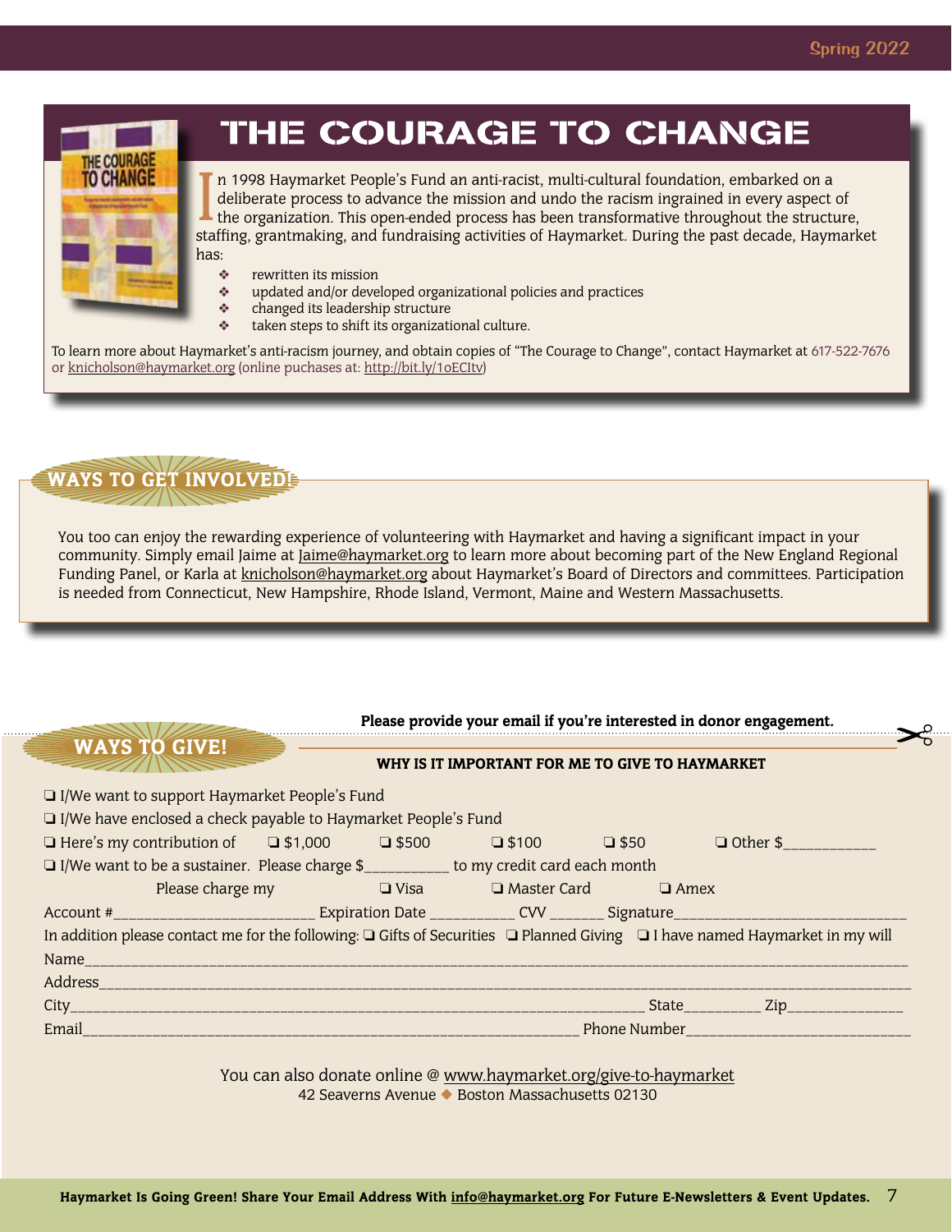# THE COURAGE TO CHANGE

In 1998 Haymarket People's Fund an anti-racist, multi-cultural foundation, embarked on a deliberate process to advance the mission and undo the racism ingrained in every aspect of the organization. This open-ended process has been transformative throughout the structure, staffing, grantmaking, and fundraising activities of Haymarket. During the past decade, Haymarket has:

- rewritten its mission
- updated and/or developed organizational policies and practices
- changed its leadership structure
- taken steps to shift its organizational culture.

To learn more about Haymarket's anti-racism journey, and obtain copies of "The Courage to Change", contact Haymarket at 617-522-7676 or knicholson@haymarket.org (online puchases at: http://bit.ly/1oECItv)

## WAYS TO GET INVOLVED!

You too can enjoy the rewarding experience of volunteering with Haymarket and having a significant impact in your community. Simply email Jaime at Jaime@haymarket.org to learn more about becoming part of the New England Regional Funding Panel, or Karla at knicholson@haymarket.org about Haymarket's Board of Directors and committees. Participation is needed from Connecticut, New Hampshire, Rhode Island, Vermont, Maine and Western Massachusetts.

**Please provide your email if you're interested in donor engagement.**

## WAYS TO GIVE!

**WHY IS IT IMPORTANT FOR ME TO GIVE TO HAYMARKET**

❑ I/We want to support Haymarket People's Fund

❑ I/We have enclosed a check payable to Haymarket People's Fund

❑ Here's my contribution of ❑ $1,000 ❑ $500 ❑ $100 ❑ $50 ❑ Other $___________

❑ I/We want to be a sustainer. Please charge $__________ to my credit card each month

Please charge my ❑ Visa ❑ Master Card ❑ Amex

Account #________________________ Expiration Date __________ CVV ______ Signature____________________________

In addition please contact me for the following: ❑ Gifts of Securities ❑ Planned Giving ❑ I have named Haymarket in my will

Name________________________________________________________________________________________

Address______________________________________________________________________________________

City__________________________________________________________ State_________ Zip_____________

Email_____________________________________________________ Phone Number___________________________

You can also donate online @ www.haymarket.org/give-to-haymarket
42 Seaverns Avenue ◆ Boston Massachusetts 02130

**Haymarket Is Going Green! Share Your Email Address With info@haymarket.org For Future E-Newsletters & Event Updates.**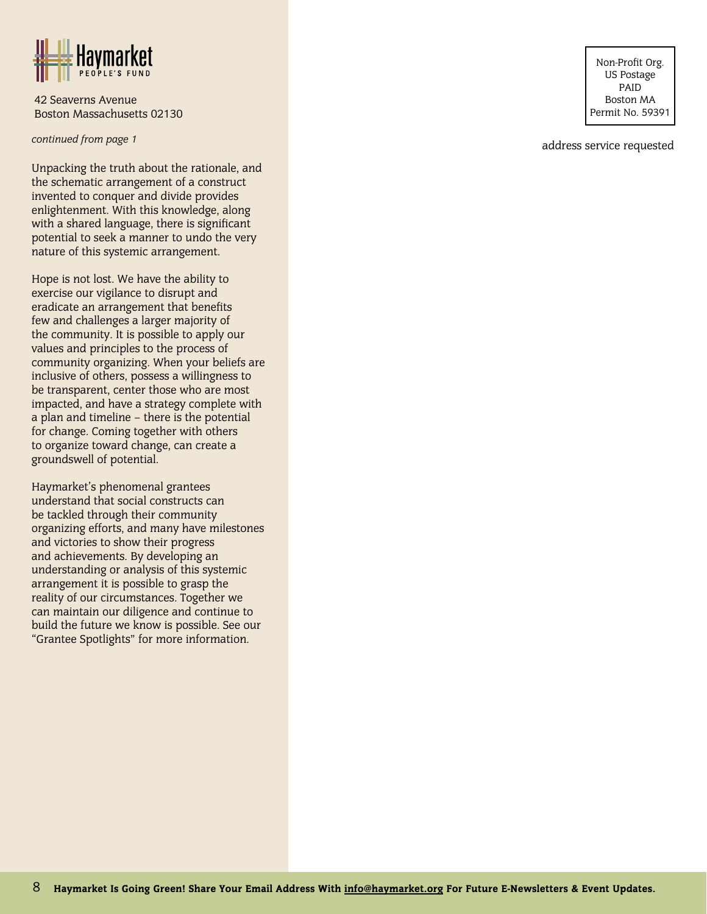Haymarket People's Fund

42 Seaverns Avenue
Boston Massachusetts 02130

Non-Profit Org.
US Postage
PAID
Boston MA
Permit No. 59391

address service requested

*continued from page 1*

Unpacking the truth about the rationale, and the schematic arrangement of a construct invented to conquer and divide provides enlightenment. With this knowledge, along with a shared language, there is significant potential to seek a manner to undo the very nature of this systemic arrangement.

Hope is not lost. We have the ability to exercise our vigilance to disrupt and eradicate an arrangement that benefits few and challenges a larger majority of the community. It is possible to apply our values and principles to the process of community organizing. When your beliefs are inclusive of others, possess a willingness to be transparent, center those who are most impacted, and have a strategy complete with a plan and timeline – there is the potential for change. Coming together with others to organize toward change, can create a groundswell of potential.

Haymarket's phenomenal grantees understand that social constructs can be tackled through their community organizing efforts, and many have milestones and victories to show their progress and achievements. By developing an understanding or analysis of this systemic arrangement it is possible to grasp the reality of our circumstances. Together we can maintain our diligence and continue to build the future we know is possible. See our "Grantee Spotlights" for more information.

**Haymarket Is Going Green! Share Your Email Address With info@haymarket.org For Future E-Newsletters & Event Updates.**